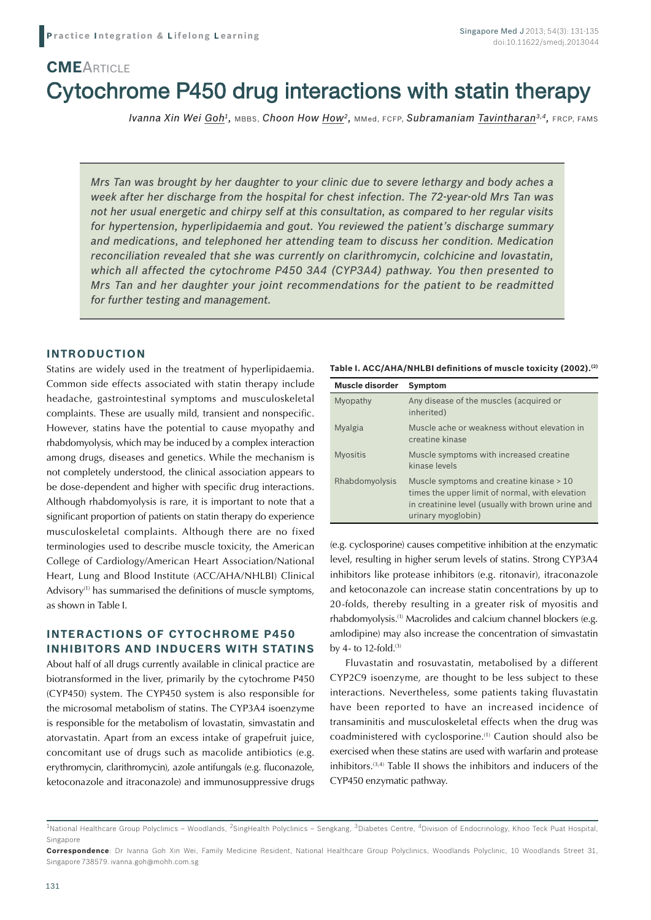**CME**ARTICLE

# Cytochrome P450 drug interactions with statin therapy

*Ivanna Xin Wei Goh*[1], MBBS, *Choon How How*[2], MMed, FCFP, *Subramaniam Tavintharan*[3,4], FRCP, FAMS

*Mrs Tan was brought by her daughter to your clinic due to severe lethargy and body aches a week after her discharge from the hospital for chest infection. The 72-year-old Mrs Tan was not her usual energetic and chirpy self at this consultation, as compared to her regular visits for hypertension, hyperlipidaemia and gout. You reviewed the patient's discharge summary and medications, and telephoned her attending team to discuss her condition. Medication reconciliation revealed that she was currently on clarithromycin, colchicine and lovastatin, which all affected the cytochrome P450 3A4 (CYP3A4) pathway. You then presented to Mrs Tan and her daughter your joint recommendations for the patient to be readmitted for further testing and management.*

## INTRODUCTION

Statins are widely used in the treatment of hyperlipidaemia. Common side effects associated with statin therapy include headache, gastrointestinal symptoms and musculoskeletal complaints. These are usually mild, transient and nonspecific. However, statins have the potential to cause myopathy and rhabdomyolysis, which may be induced by a complex interaction among drugs, diseases and genetics. While the mechanism is not completely understood, the clinical association appears to be dose-dependent and higher with specific drug interactions. Although rhabdomyolysis is rare, it is important to note that a significant proportion of patients on statin therapy do experience musculoskeletal complaints. Although there are no fixed terminologies used to describe muscle toxicity, the American College of Cardiology/American Heart Association/National Heart, Lung and Blood Institute (ACC/AHA/NHLBI) Clinical Advisory[1] has summarised the definitions of muscle symptoms, as shown in Table I.

**Table I. ACC/AHA/NHLBI definitions of muscle toxicity (2002).[2]**

| Muscle disorder | Symptom |
|---|---|
| Myopathy | Any disease of the muscles (acquired or inherited) |
| Myalgia | Muscle ache or weakness without elevation in creatine kinase |
| Myositis | Muscle symptoms with increased creatine kinase levels |
| Rhabdomyolysis | Muscle symptoms and creatine kinase > 10 times the upper limit of normal, with elevation in creatinine level (usually with brown urine and urinary myoglobin) |

## INTERACTIONS OF CYTOCHROME P450 INHIBITORS AND INDUCERS WITH STATINS

About half of all drugs currently available in clinical practice are biotransformed in the liver, primarily by the cytochrome P450 (CYP450) system. The CYP450 system is also responsible for the microsomal metabolism of statins. The CYP3A4 isoenzyme is responsible for the metabolism of lovastatin, simvastatin and atorvastatin. Apart from an excess intake of grapefruit juice, concomitant use of drugs such as macolide antibiotics (e.g. erythromycin, clarithromycin), azole antifungals (e.g. fluconazole, ketoconazole and itraconazole) and immunosuppressive drugs (e.g. cyclosporine) causes competitive inhibition at the enzymatic level, resulting in higher serum levels of statins. Strong CYP3A4 inhibitors like protease inhibitors (e.g. ritonavir), itraconazole and ketoconazole can increase statin concentrations by up to 20-folds, thereby resulting in a greater risk of myositis and rhabdomyolysis.[1] Macrolides and calcium channel blockers (e.g. amlodipine) may also increase the concentration of simvastatin by 4- to 12-fold.[3]

Fluvastatin and rosuvastatin, metabolised by a different CYP2C9 isoenzyme, are thought to be less subject to these interactions. Nevertheless, some patients taking fluvastatin have been reported to have an increased incidence of transaminitis and musculoskeletal effects when the drug was coadministered with cyclosporine.[1] Caution should also be exercised when these statins are used with warfarin and protease inhibitors.[3,4] Table II shows the inhibitors and inducers of the CYP450 enzymatic pathway.

[1]National Healthcare Group Polyclinics – Woodlands, [2]SingHealth Polyclinics – Sengkang, [3]Diabetes Centre, [4]Division of Endocrinology, Khoo Teck Puat Hospital, Singapore

**Correspondence**: Dr Ivanna Goh Xin Wei, Family Medicine Resident, National Healthcare Group Polyclinics, Woodlands Polyclinic, 10 Woodlands Street 31, Singapore 738579. ivanna.goh@mohh.com.sg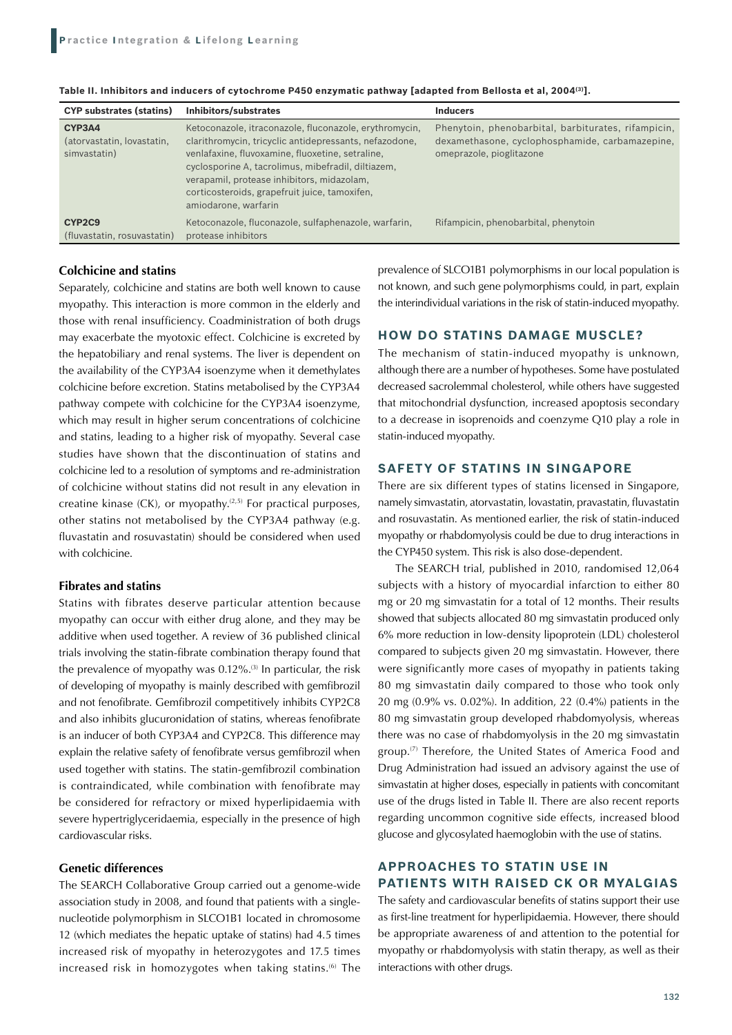**Table II. Inhibitors and inducers of cytochrome P450 enzymatic pathway [adapted from Bellosta et al, 2004[3]].**

| CYP substrates (statins) | Inhibitors/substrates | Inducers |
|---|---|---|
| **CYP3A4** (atorvastatin, lovastatin, simvastatin) | Ketoconazole, itraconazole, fluconazole, erythromycin, clarithromycin, tricyclic antidepressants, nefazodone, venlafaxine, fluvoxamine, fluoxetine, setraline, cyclosporine A, tacrolimus, mibefradil, diltiazem, verapamil, protease inhibitors, midazolam, corticosteroids, grapefruit juice, tamoxifen, amiodarone, warfarin | Phenytoin, phenobarbital, barbiturates, rifampicin, dexamethasone, cyclophosphamide, carbamazepine, omeprazole, pioglitazone |
| **CYP2C9** (fluvastatin, rosuvastatin) | Ketoconazole, fluconazole, sulfaphenazole, warfarin, protease inhibitors | Rifampicin, phenobarbital, phenytoin |

### Colchicine and statins

Separately, colchicine and statins are both well known to cause myopathy. This interaction is more common in the elderly and those with renal insufficiency. Coadministration of both drugs may exacerbate the myotoxic effect. Colchicine is excreted by the hepatobiliary and renal systems. The liver is dependent on the availability of the CYP3A4 isoenzyme when it demethylates colchicine before excretion. Statins metabolised by the CYP3A4 pathway compete with colchicine for the CYP3A4 isoenzyme, which may result in higher serum concentrations of colchicine and statins, leading to a higher risk of myopathy. Several case studies have shown that the discontinuation of statins and colchicine led to a resolution of symptoms and re-administration of colchicine without statins did not result in any elevation in creatine kinase (CK), or myopathy.[2,5] For practical purposes, other statins not metabolised by the CYP3A4 pathway (e.g. fluvastatin and rosuvastatin) should be considered when used with colchicine.

### Fibrates and statins

Statins with fibrates deserve particular attention because myopathy can occur with either drug alone, and they may be additive when used together. A review of 36 published clinical trials involving the statin-fibrate combination therapy found that the prevalence of myopathy was 0.12%.[3] In particular, the risk of developing of myopathy is mainly described with gemfibrozil and not fenofibrate. Gemfibrozil competitively inhibits CYP2C8 and also inhibits glucuronidation of statins, whereas fenofibrate is an inducer of both CYP3A4 and CYP2C8. This difference may explain the relative safety of fenofibrate versus gemfibrozil when used together with statins. The statin-gemfibrozil combination is contraindicated, while combination with fenofibrate may be considered for refractory or mixed hyperlipidaemia with severe hypertriglyceridaemia, especially in the presence of high cardiovascular risks.

### Genetic differences

The SEARCH Collaborative Group carried out a genome-wide association study in 2008, and found that patients with a single-nucleotide polymorphism in SLCO1B1 located in chromosome 12 (which mediates the hepatic uptake of statins) had 4.5 times increased risk of myopathy in heterozygotes and 17.5 times increased risk in homozygotes when taking statins.[6] The prevalence of SLCO1B1 polymorphisms in our local population is not known, and such gene polymorphisms could, in part, explain the interindividual variations in the risk of statin-induced myopathy.

## HOW DO STATINS DAMAGE MUSCLE?

The mechanism of statin-induced myopathy is unknown, although there are a number of hypotheses. Some have postulated decreased sacrolemmal cholesterol, while others have suggested that mitochondrial dysfunction, increased apoptosis secondary to a decrease in isoprenoids and coenzyme Q10 play a role in statin-induced myopathy.

## SAFETY OF STATINS IN SINGAPORE

There are six different types of statins licensed in Singapore, namely simvastatin, atorvastatin, lovastatin, pravastatin, fluvastatin and rosuvastatin. As mentioned earlier, the risk of statin-induced myopathy or rhabdomyolysis could be due to drug interactions in the CYP450 system. This risk is also dose-dependent.

The SEARCH trial, published in 2010, randomised 12,064 subjects with a history of myocardial infarction to either 80 mg or 20 mg simvastatin for a total of 12 months. Their results showed that subjects allocated 80 mg simvastatin produced only 6% more reduction in low-density lipoprotein (LDL) cholesterol compared to subjects given 20 mg simvastatin. However, there were significantly more cases of myopathy in patients taking 80 mg simvastatin daily compared to those who took only 20 mg (0.9% vs. 0.02%). In addition, 22 (0.4%) patients in the 80 mg simvastatin group developed rhabdomyolysis, whereas there was no case of rhabdomyolysis in the 20 mg simvastatin group.[7] Therefore, the United States of America Food and Drug Administration had issued an advisory against the use of simvastatin at higher doses, especially in patients with concomitant use of the drugs listed in Table II. There are also recent reports regarding uncommon cognitive side effects, increased blood glucose and glycosylated haemoglobin with the use of statins.

## APPROACHES TO STATIN USE IN PATIENTS WITH RAISED CK OR MYALGIAS

The safety and cardiovascular benefits of statins support their use as first-line treatment for hyperlipidaemia. However, there should be appropriate awareness of and attention to the potential for myopathy or rhabdomyolysis with statin therapy, as well as their interactions with other drugs.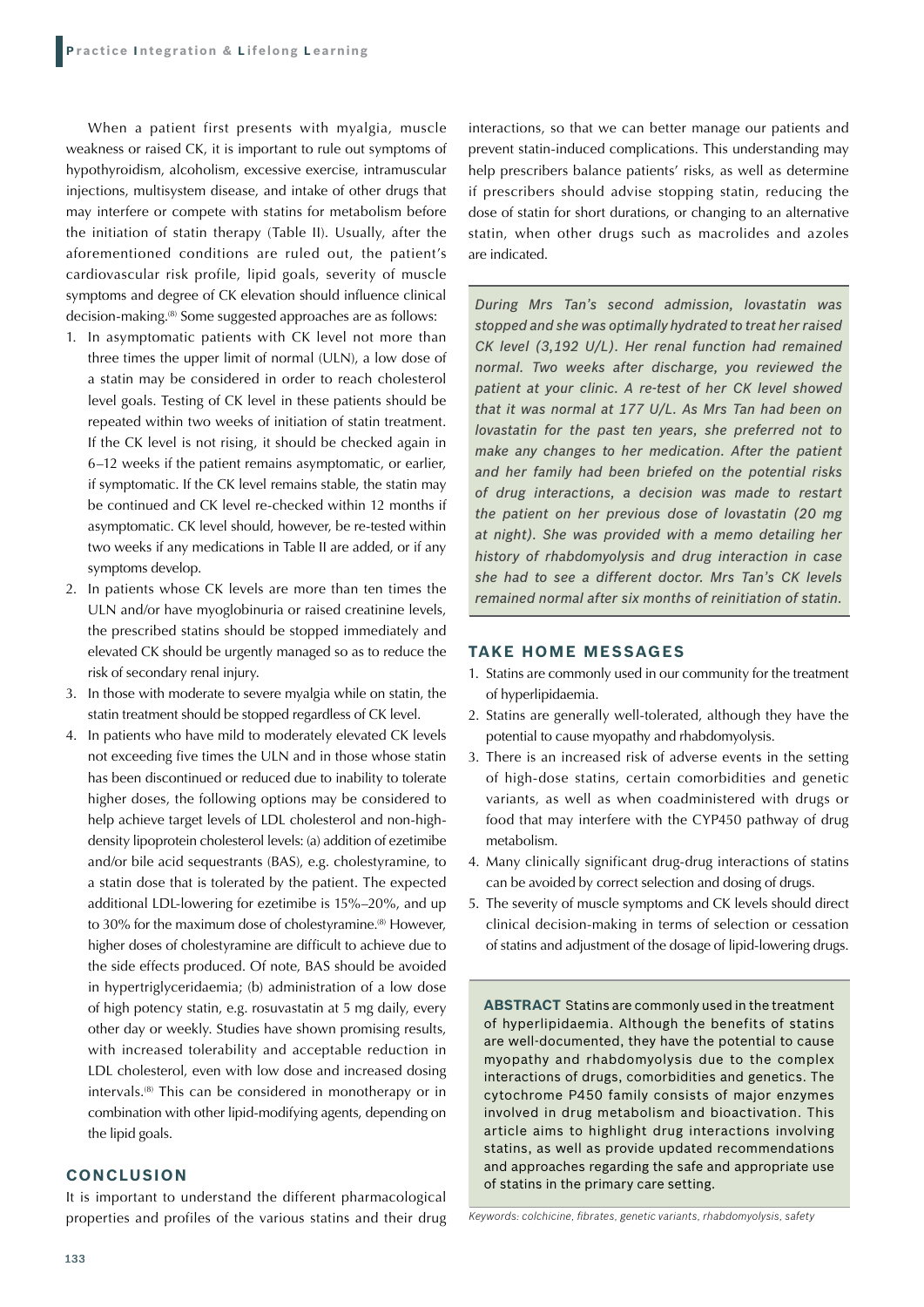When a patient first presents with myalgia, muscle weakness or raised CK, it is important to rule out symptoms of hypothyroidism, alcoholism, excessive exercise, intramuscular injections, multisystem disease, and intake of other drugs that may interfere or compete with statins for metabolism before the initiation of statin therapy (Table II). Usually, after the aforementioned conditions are ruled out, the patient's cardiovascular risk profile, lipid goals, severity of muscle symptoms and degree of CK elevation should influence clinical decision-making.[8] Some suggested approaches are as follows:

1. In asymptomatic patients with CK level not more than three times the upper limit of normal (ULN), a low dose of a statin may be considered in order to reach cholesterol level goals. Testing of CK level in these patients should be repeated within two weeks of initiation of statin treatment. If the CK level is not rising, it should be checked again in 6–12 weeks if the patient remains asymptomatic, or earlier, if symptomatic. If the CK level remains stable, the statin may be continued and CK level re-checked within 12 months if asymptomatic. CK level should, however, be re-tested within two weeks if any medications in Table II are added, or if any symptoms develop.
2. In patients whose CK levels are more than ten times the ULN and/or have myoglobinuria or raised creatinine levels, the prescribed statins should be stopped immediately and elevated CK should be urgently managed so as to reduce the risk of secondary renal injury.
3. In those with moderate to severe myalgia while on statin, the statin treatment should be stopped regardless of CK level.
4. In patients who have mild to moderately elevated CK levels not exceeding five times the ULN and in those whose statin has been discontinued or reduced due to inability to tolerate higher doses, the following options may be considered to help achieve target levels of LDL cholesterol and non-high-density lipoprotein cholesterol levels: (a) addition of ezetimibe and/or bile acid sequestrants (BAS), e.g. cholestyramine, to a statin dose that is tolerated by the patient. The expected additional LDL-lowering for ezetimibe is 15%–20%, and up to 30% for the maximum dose of cholestyramine.[8] However, higher doses of cholestyramine are difficult to achieve due to the side effects produced. Of note, BAS should be avoided in hypertriglyceridaemia; (b) administration of a low dose of high potency statin, e.g. rosuvastatin at 5 mg daily, every other day or weekly. Studies have shown promising results, with increased tolerability and acceptable reduction in LDL cholesterol, even with low dose and increased dosing intervals.[8] This can be considered in monotherapy or in combination with other lipid-modifying agents, depending on the lipid goals.

## CONCLUSION

It is important to understand the different pharmacological properties and profiles of the various statins and their drug interactions, so that we can better manage our patients and prevent statin-induced complications. This understanding may help prescribers balance patients' risks, as well as determine if prescribers should advise stopping statin, reducing the dose of statin for short durations, or changing to an alternative statin, when other drugs such as macrolides and azoles are indicated.

*During Mrs Tan's second admission, lovastatin was stopped and she was optimally hydrated to treat her raised CK level (3,192 U/L). Her renal function had remained normal. Two weeks after discharge, you reviewed the patient at your clinic. A re-test of her CK level showed that it was normal at 177 U/L. As Mrs Tan had been on lovastatin for the past ten years, she preferred not to make any changes to her medication. After the patient and her family had been briefed on the potential risks of drug interactions, a decision was made to restart the patient on her previous dose of lovastatin (20 mg at night). She was provided with a memo detailing her history of rhabdomyolysis and drug interaction in case she had to see a different doctor. Mrs Tan's CK levels remained normal after six months of reinitiation of statin.*

## TAKE HOME MESSAGES

1. Statins are commonly used in our community for the treatment of hyperlipidaemia.
2. Statins are generally well-tolerated, although they have the potential to cause myopathy and rhabdomyolysis.
3. There is an increased risk of adverse events in the setting of high-dose statins, certain comorbidities and genetic variants, as well as when coadministered with drugs or food that may interfere with the CYP450 pathway of drug metabolism.
4. Many clinically significant drug-drug interactions of statins can be avoided by correct selection and dosing of drugs.
5. The severity of muscle symptoms and CK levels should direct clinical decision-making in terms of selection or cessation of statins and adjustment of the dosage of lipid-lowering drugs.

**ABSTRACT** Statins are commonly used in the treatment of hyperlipidaemia. Although the benefits of statins are well-documented, they have the potential to cause myopathy and rhabdomyolysis due to the complex interactions of drugs, comorbidities and genetics. The cytochrome P450 family consists of major enzymes involved in drug metabolism and bioactivation. This article aims to highlight drug interactions involving statins, as well as provide updated recommendations and approaches regarding the safe and appropriate use of statins in the primary care setting.

*Keywords: colchicine, fibrates, genetic variants, rhabdomyolysis, safety*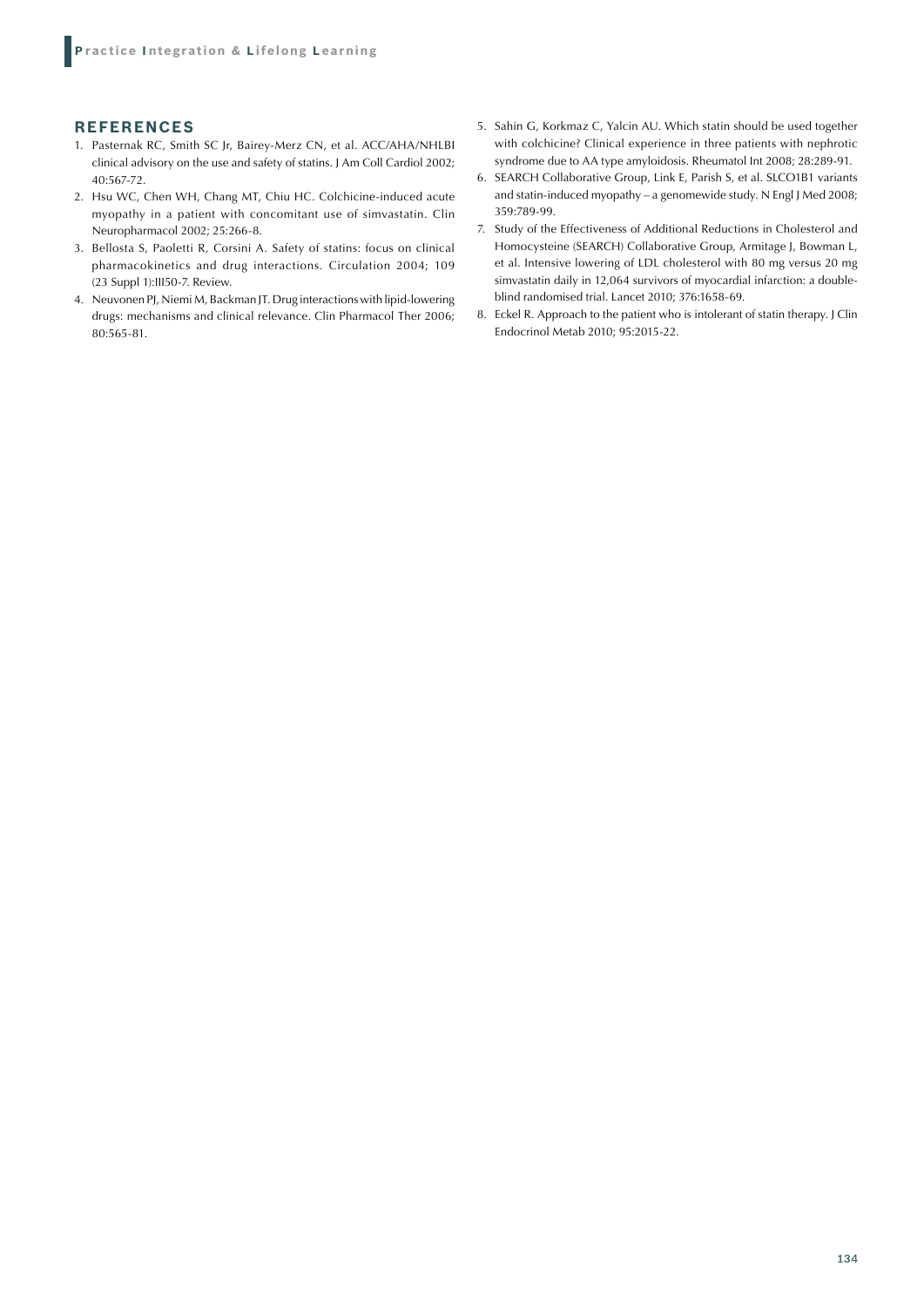## REFERENCES

1. Pasternak RC, Smith SC Jr, Bairey-Merz CN, et al. ACC/AHA/NHLBI clinical advisory on the use and safety of statins. J Am Coll Cardiol 2002; 40:567-72.
2. Hsu WC, Chen WH, Chang MT, Chiu HC. Colchicine-induced acute myopathy in a patient with concomitant use of simvastatin. Clin Neuropharmacol 2002; 25:266-8.
3. Bellosta S, Paoletti R, Corsini A. Safety of statins: focus on clinical pharmacokinetics and drug interactions. Circulation 2004; 109 (23 Suppl 1):III50-7. Review.
4. Neuvonen PJ, Niemi M, Backman JT. Drug interactions with lipid-lowering drugs: mechanisms and clinical relevance. Clin Pharmacol Ther 2006; 80:565-81.
5. Sahin G, Korkmaz C, Yalcin AU. Which statin should be used together with colchicine? Clinical experience in three patients with nephrotic syndrome due to AA type amyloidosis. Rheumatol Int 2008; 28:289-91.
6. SEARCH Collaborative Group, Link E, Parish S, et al. SLCO1B1 variants and statin-induced myopathy – a genomewide study. N Engl J Med 2008; 359:789-99.
7. Study of the Effectiveness of Additional Reductions in Cholesterol and Homocysteine (SEARCH) Collaborative Group, Armitage J, Bowman L, et al. Intensive lowering of LDL cholesterol with 80 mg versus 20 mg simvastatin daily in 12,064 survivors of myocardial infarction: a double-blind randomised trial. Lancet 2010; 376:1658-69.
8. Eckel R. Approach to the patient who is intolerant of statin therapy. J Clin Endocrinol Metab 2010; 95:2015-22.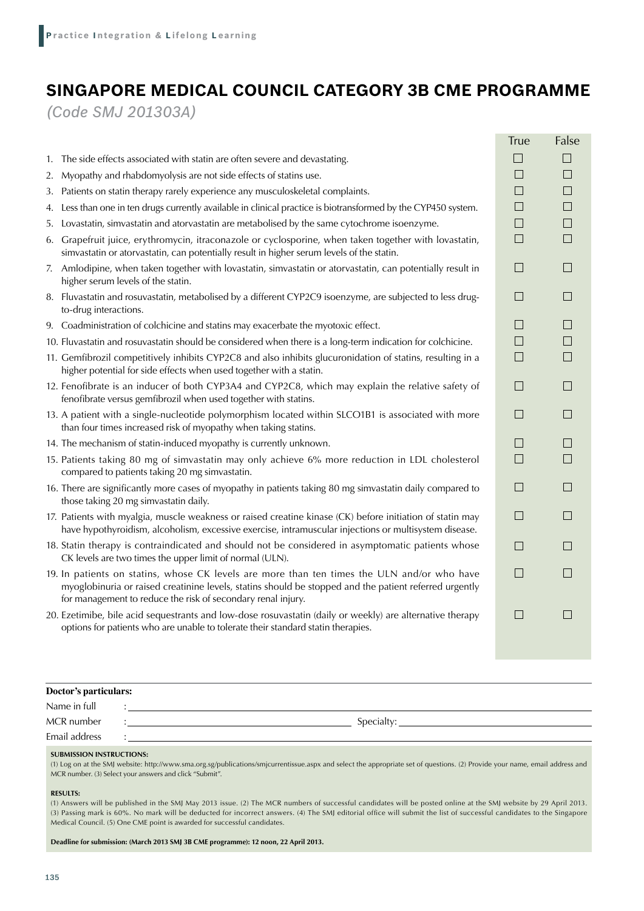# SINGAPORE MEDICAL COUNCIL CATEGORY 3B CME PROGRAMME

*(Code SMJ 201303A)*

| | True | False |
|---|---|---|
| 1. The side effects associated with statin are often severe and devastating. | ☐ | ☐ |
| 2. Myopathy and rhabdomyolysis are not side effects of statins use. | ☐ | ☐ |
| 3. Patients on statin therapy rarely experience any musculoskeletal complaints. | ☐ | ☐ |
| 4. Less than one in ten drugs currently available in clinical practice is biotransformed by the CYP450 system. | ☐ | ☐ |
| 5. Lovastatin, simvastatin and atorvastatin are metabolised by the same cytochrome isoenzyme. | ☐ | ☐ |
| 6. Grapefruit juice, erythromycin, itraconazole or cyclosporine, when taken together with lovastatin, simvastatin or atorvastatin, can potentially result in higher serum levels of the statin. | ☐ | ☐ |
| 7. Amlodipine, when taken together with lovastatin, simvastatin or atorvastatin, can potentially result in higher serum levels of the statin. | ☐ | ☐ |
| 8. Fluvastatin and rosuvastatin, metabolised by a different CYP2C9 isoenzyme, are subjected to less drug-to-drug interactions. | ☐ | ☐ |
| 9. Coadministration of colchicine and statins may exacerbate the myotoxic effect. | ☐ | ☐ |
| 10. Fluvastatin and rosuvastatin should be considered when there is a long-term indication for colchicine. | ☐ | ☐ |
| 11. Gemfibrozil competitively inhibits CYP2C8 and also inhibits glucuronidation of statins, resulting in a higher potential for side effects when used together with a statin. | ☐ | ☐ |
| 12. Fenofibrate is an inducer of both CYP3A4 and CYP2C8, which may explain the relative safety of fenofibrate versus gemfibrozil when used together with statins. | ☐ | ☐ |
| 13. A patient with a single-nucleotide polymorphism located within SLCO1B1 is associated with more than four times increased risk of myopathy when taking statins. | ☐ | ☐ |
| 14. The mechanism of statin-induced myopathy is currently unknown. | ☐ | ☐ |
| 15. Patients taking 80 mg of simvastatin may only achieve 6% more reduction in LDL cholesterol compared to patients taking 20 mg simvastatin. | ☐ | ☐ |
| 16. There are significantly more cases of myopathy in patients taking 80 mg simvastatin daily compared to those taking 20 mg simvastatin daily. | ☐ | ☐ |
| 17. Patients with myalgia, muscle weakness or raised creatine kinase (CK) before initiation of statin may have hypothyroidism, alcoholism, excessive exercise, intramuscular injections or multisystem disease. | ☐ | ☐ |
| 18. Statin therapy is contraindicated and should not be considered in asymptomatic patients whose CK levels are two times the upper limit of normal (ULN). | ☐ | ☐ |
| 19. In patients on statins, whose CK levels are more than ten times the ULN and/or who have myoglobinuria or raised creatinine levels, statins should be stopped and the patient referred urgently for management to reduce the risk of secondary renal injury. | ☐ | ☐ |
| 20. Ezetimibe, bile acid sequestrants and low-dose rosuvastatin (daily or weekly) are alternative therapy options for patients who are unable to tolerate their standard statin therapies. | ☐ | ☐ |

**Doctor's particulars:**

Name in full : ______________________________

MCR number : ______________________ Specialty: ______________________

Email address : ______________________________

**SUBMISSION INSTRUCTIONS:**

(1) Log on at the SMJ website: http://www.sma.org.sg/publications/smjcurrentissue.aspx and select the appropriate set of questions. (2) Provide your name, email address and MCR number. (3) Select your answers and click "Submit".

**RESULTS:**

(1) Answers will be published in the SMJ May 2013 issue. (2) The MCR numbers of successful candidates will be posted online at the SMJ website by 29 April 2013. (3) Passing mark is 60%. No mark will be deducted for incorrect answers. (4) The SMJ editorial office will submit the list of successful candidates to the Singapore Medical Council. (5) One CME point is awarded for successful candidates.

**Deadline for submission: (March 2013 SMJ 3B CME programme): 12 noon, 22 April 2013.**